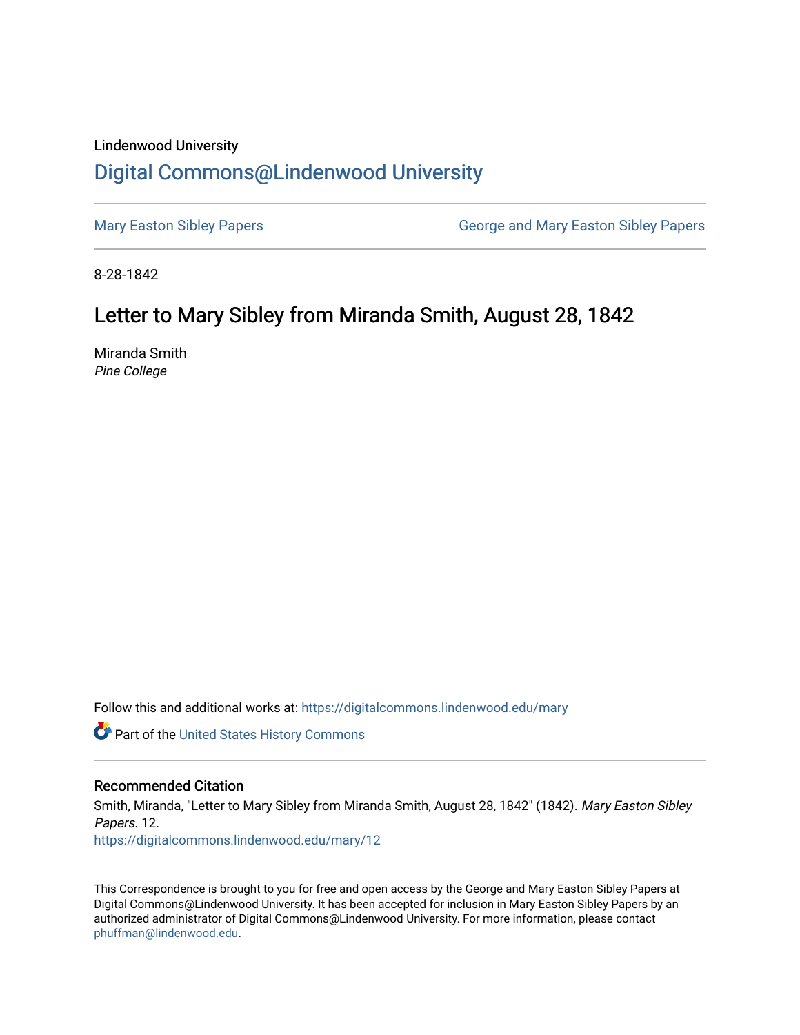Lindenwood University

# Digital Commons@Lindenwood University

Mary Easton Sibley Papers | George and Mary Easton Sibley Papers

8-28-1842

## Letter to Mary Sibley from Miranda Smith, August 28, 1842

Miranda Smith
*Pine College*

Follow this and additional works at: https://digitalcommons.lindenwood.edu/mary

Part of the United States History Commons

### Recommended Citation

Smith, Miranda, "Letter to Mary Sibley from Miranda Smith, August 28, 1842" (1842). *Mary Easton Sibley Papers*. 12.
https://digitalcommons.lindenwood.edu/mary/12

This Correspondence is brought to you for free and open access by the George and Mary Easton Sibley Papers at Digital Commons@Lindenwood University. It has been accepted for inclusion in Mary Easton Sibley Papers by an authorized administrator of Digital Commons@Lindenwood University. For more information, please contact phuffman@lindenwood.edu.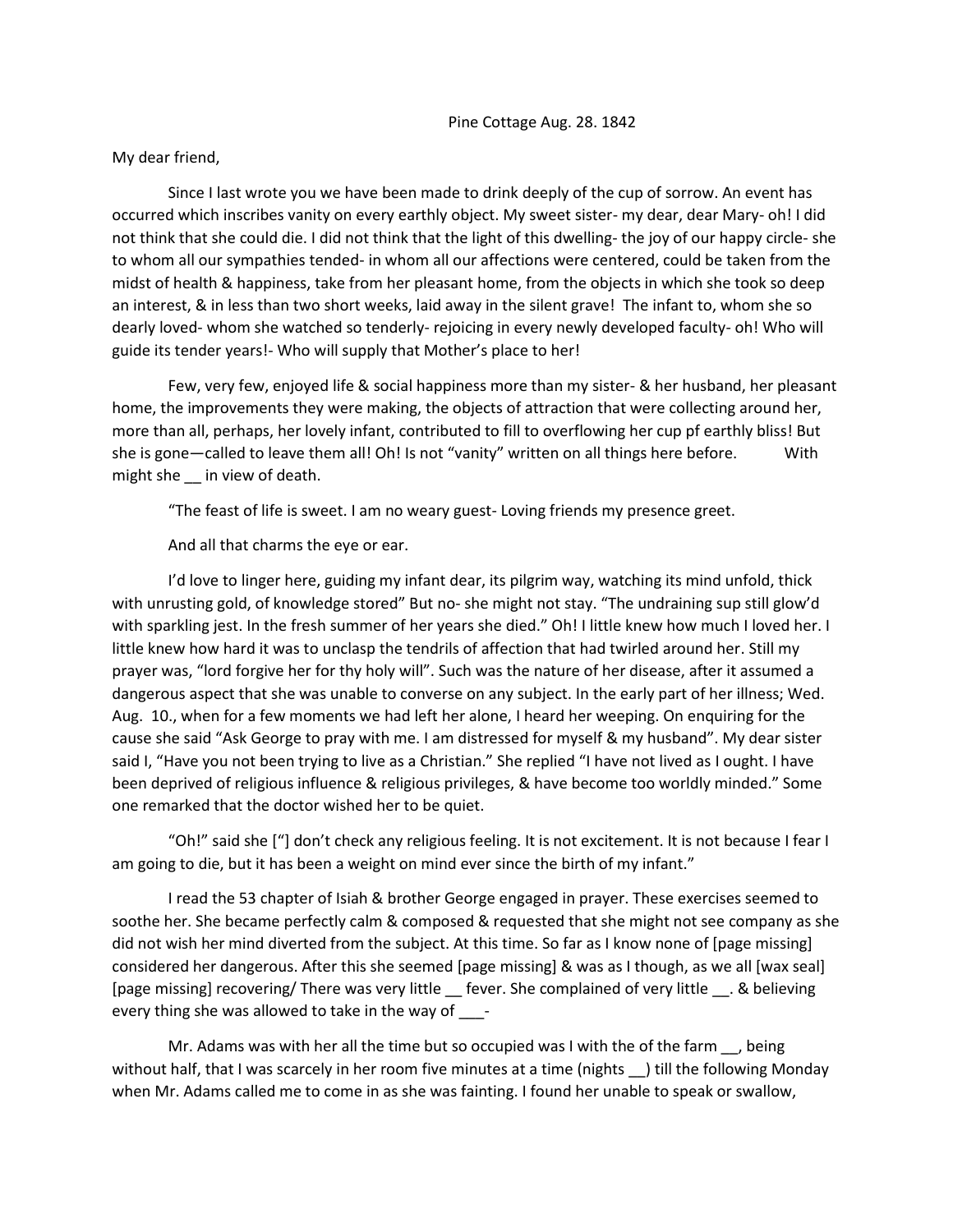Pine Cottage Aug. 28. 1842

My dear friend,

Since I last wrote you we have been made to drink deeply of the cup of sorrow. An event has occurred which inscribes vanity on every earthly object. My sweet sister- my dear, dear Mary- oh! I did not think that she could die. I did not think that the light of this dwelling- the joy of our happy circle- she to whom all our sympathies tended- in whom all our affections were centered, could be taken from the midst of health & happiness, take from her pleasant home, from the objects in which she took so deep an interest, & in less than two short weeks, laid away in the silent grave! The infant to, whom she so dearly loved- whom she watched so tenderly- rejoicing in every newly developed faculty- oh! Who will guide its tender years!- Who will supply that Mother's place to her!

Few, very few, enjoyed life & social happiness more than my sister- & her husband, her pleasant home, the improvements they were making, the objects of attraction that were collecting around her, more than all, perhaps, her lovely infant, contributed to fill to overflowing her cup pf earthly bliss! But she is gone—called to leave them all! Oh! Is not "vanity" written on all things here before. With might she __ in view of death.

"The feast of life is sweet. I am no weary guest- Loving friends my presence greet.

And all that charms the eye or ear.

I'd love to linger here, guiding my infant dear, its pilgrim way, watching its mind unfold, thick with unrusting gold, of knowledge stored" But no- she might not stay. "The undraining sup still glow'd with sparkling jest. In the fresh summer of her years she died." Oh! I little knew how much I loved her. I little knew how hard it was to unclasp the tendrils of affection that had twirled around her. Still my prayer was, "lord forgive her for thy holy will". Such was the nature of her disease, after it assumed a dangerous aspect that she was unable to converse on any subject. In the early part of her illness; Wed. Aug. 10., when for a few moments we had left her alone, I heard her weeping. On enquiring for the cause she said "Ask George to pray with me. I am distressed for myself & my husband". My dear sister said I, "Have you not been trying to live as a Christian." She replied "I have not lived as I ought. I have been deprived of religious influence & religious privileges, & have become too worldly minded." Some one remarked that the doctor wished her to be quiet.

"Oh!" said she ["] don't check any religious feeling. It is not excitement. It is not because I fear I am going to die, but it has been a weight on mind ever since the birth of my infant."

I read the 53 chapter of Isiah & brother George engaged in prayer. These exercises seemed to soothe her. She became perfectly calm & composed & requested that she might not see company as she did not wish her mind diverted from the subject. At this time. So far as I know none of [page missing] considered her dangerous. After this she seemed [page missing] & was as I though, as we all [wax seal] [page missing] recovering/ There was very little __ fever. She complained of very little __. & believing every thing she was allowed to take in the way of ___-

Mr. Adams was with her all the time but so occupied was I with the of the farm __, being without half, that I was scarcely in her room five minutes at a time (nights __) till the following Monday when Mr. Adams called me to come in as she was fainting. I found her unable to speak or swallow,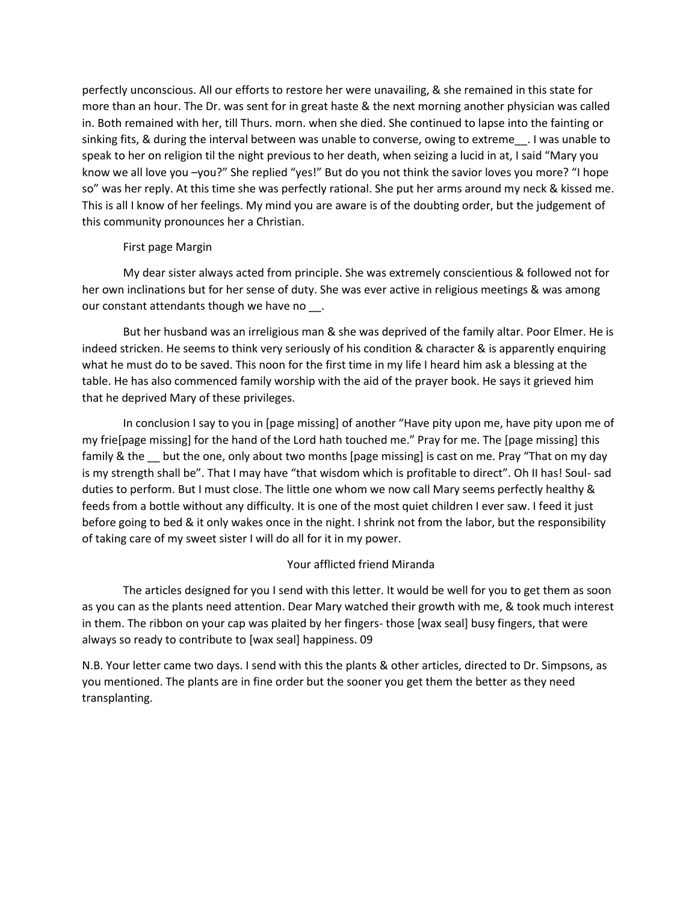perfectly unconscious. All our efforts to restore her were unavailing, & she remained in this state for more than an hour. The Dr. was sent for in great haste & the next morning another physician was called in. Both remained with her, till Thurs. morn. when she died. She continued to lapse into the fainting or sinking fits, & during the interval between was unable to converse, owing to extreme__. I was unable to speak to her on religion til the night previous to her death, when seizing a lucid in at, I said "Mary you know we all love you –you?" She replied "yes!" But do you not think the savior loves you more? "I hope so" was her reply. At this time she was perfectly rational. She put her arms around my neck & kissed me. This is all I know of her feelings. My mind you are aware is of the doubting order, but the judgement of this community pronounces her a Christian.

First page Margin

My dear sister always acted from principle. She was extremely conscientious & followed not for her own inclinations but for her sense of duty. She was ever active in religious meetings & was among our constant attendants though we have no __.

But her husband was an irreligious man & she was deprived of the family altar. Poor Elmer. He is indeed stricken. He seems to think very seriously of his condition & character & is apparently enquiring what he must do to be saved. This noon for the first time in my life I heard him ask a blessing at the table. He has also commenced family worship with the aid of the prayer book. He says it grieved him that he deprived Mary of these privileges.

In conclusion I say to you in [page missing] of another "Have pity upon me, have pity upon me of my frie[page missing] for the hand of the Lord hath touched me." Pray for me. The [page missing] this family & the __ but the one, only about two months [page missing] is cast on me. Pray "That on my day is my strength shall be". That I may have "that wisdom which is profitable to direct". Oh II has! Soul- sad duties to perform. But I must close. The little one whom we now call Mary seems perfectly healthy & feeds from a bottle without any difficulty. It is one of the most quiet children I ever saw. I feed it just before going to bed & it only wakes once in the night. I shrink not from the labor, but the responsibility of taking care of my sweet sister I will do all for it in my power.

Your afflicted friend Miranda

The articles designed for you I send with this letter. It would be well for you to get them as soon as you can as the plants need attention. Dear Mary watched their growth with me, & took much interest in them. The ribbon on your cap was plaited by her fingers- those [wax seal] busy fingers, that were always so ready to contribute to [wax seal] happiness. 09

N.B. Your letter came two days. I send with this the plants & other articles, directed to Dr. Simpsons, as you mentioned. The plants are in fine order but the sooner you get them the better as they need transplanting.